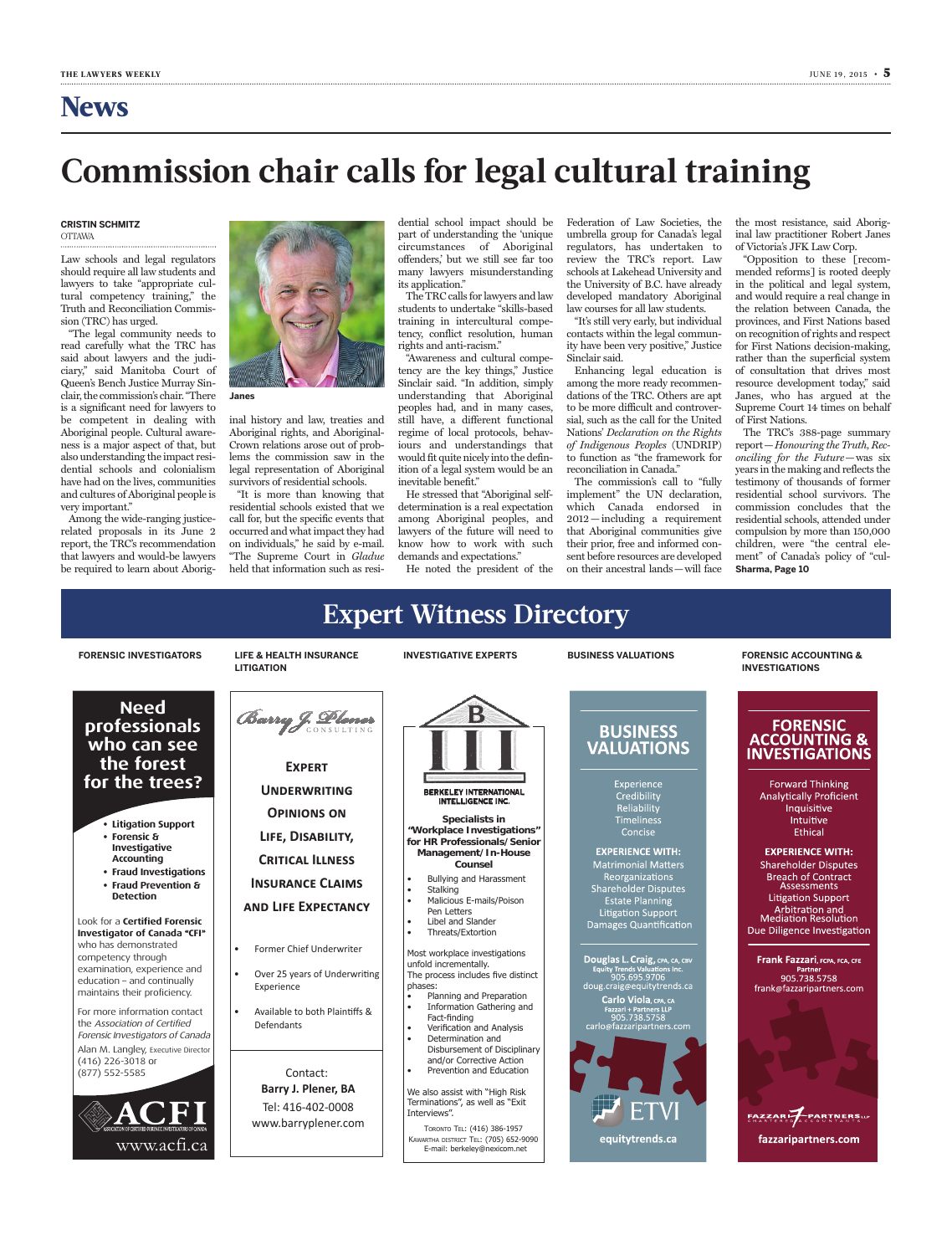# News

# Commission chair calls for legal cultural training

**CRISTIN SCHMITZ**
OTTAWA

Law schools and legal regulators should require all law students and lawyers to take "appropriate cultural competency training," the Truth and Reconciliation Commission (TRC) has urged.

"The legal community needs to read carefully what the TRC has said about lawyers and the judiciary," said Manitoba Court of Queen's Bench Justice Murray Sinclair, the commission's chair. "There is a significant need for lawyers to be competent in dealing with Aboriginal people. Cultural awareness is a major aspect of that, but also understanding the impact residential schools and colonialism have had on the lives, communities and cultures of Aboriginal people is very important."

Among the wide-ranging justice-related proposals in its June 2 report, the TRC's recommendation that lawyers and would-be lawyers be required to learn about Aboriginal history and law, treaties and Aboriginal rights, and Aboriginal-Crown relations arose out of problems the commission saw in the legal representation of Aboriginal survivors of residential schools.

**Janes**

"It is more than knowing that residential schools existed that we call for, but the specific events that occurred and what impact they had on individuals," he said by e-mail. "The Supreme Court in *Gladue* held that information such as residential school impact should be part of understanding the 'unique circumstances of Aboriginal offenders,' but we still see far too many lawyers misunderstanding its application."

The TRC calls for lawyers and law students to undertake "skills-based training in intercultural competency, conflict resolution, human rights and anti-racism."

"Awareness and cultural competency are the key things," Justice Sinclair said. "In addition, simply understanding that Aboriginal peoples had, and in many cases, still have, a different functional regime of local protocols, behaviours and understandings that would fit quite nicely into the definition of a legal system would be an inevitable benefit."

He stressed that "Aboriginal self-determination is a real expectation among Aboriginal peoples, and lawyers of the future will need to know how to work with such demands and expectations."

He noted the president of the Federation of Law Societies, the umbrella group for Canada's legal regulators, has undertaken to review the TRC's report. Law schools at Lakehead University and the University of B.C. have already developed mandatory Aboriginal law courses for all law students.

"It's still very early, but individual contacts within the legal community have been very positive," Justice Sinclair said.

Enhancing legal education is among the more ready recommendations of the TRC. Others are apt to be more difficult and controversial, such as the call for the United Nations' *Declaration on the Rights of Indigenous Peoples* (UNDRIP) to function as "the framework for reconciliation in Canada."

The commission's call to "fully implement" the UN declaration, which Canada endorsed in 2012—including a requirement that Aboriginal communities give their prior, free and informed consent before resources are developed on their ancestral lands—will face the most resistance, said Aboriginal law practitioner Robert Janes of Victoria's JFK Law Corp.

"Opposition to these [recommended reforms] is rooted deeply in the political and legal system, and would require a real change in the relation between Canada, the provinces, and First Nations based on recognition of rights and respect for First Nations decision-making, rather than the superficial system of consultation that drives most resource development today," said Janes, who has argued at the Supreme Court 14 times on behalf of First Nations.

The TRC's 388-page summary report—*Honouring the Truth, Reconciling for the Future*—was six years in the making and reflects the testimony of thousands of former residential school survivors. The commission concludes that the residential schools, attended under compulsion by more than 150,000 children, were "the central element" of Canada's policy of "cul-

**Sharma, Page 10**

## Expert Witness Directory

**FORENSIC INVESTIGATORS**

**Need professionals who can see the forest for the trees?**

- **Litigation Support**
- **Forensic & Investigative Accounting**
- **Fraud Investigations**
- **Fraud Prevention & Detection**

Look for a **Certified Forensic Investigator of Canada "CFI"** who has demonstrated competency through examination, experience and education – and continually maintains their proficiency.

For more information contact the *Association of Certified Forensic Investigators of Canada*
Alan M. Langley, Executive Director
(416) 226-3018 or
(877) 552-5585

ACFI
ASSOCIATION OF CERTIFIED FORENSIC INVESTIGATORS OF CANADA
www.acfi.ca

**LIFE & HEALTH INSURANCE LITIGATION**

Barry J. Plener
CONSULTING

**EXPERT UNDERWRITING OPINIONS ON LIFE, DISABILITY, CRITICAL ILLNESS INSURANCE CLAIMS AND LIFE EXPECTANCY**

- Former Chief Underwriter
- Over 25 years of Underwriting Experience
- Available to both Plaintiffs & Defendants

Contact:
**Barry J. Plener, BA**
Tel: 416-402-0008
www.barryplener.com

**INVESTIGATIVE EXPERTS**

BERKELEY INTERNATIONAL INTELLIGENCE INC.

**Specialists in "Workplace Investigations" for HR Professionals/ Senior Management/ In-House Counsel**

- Bullying and Harassment
- Stalking
- Malicious E-mails/Poison Pen Letters
- Libel and Slander
- Threats/Extortion

Most workplace investigations unfold incrementally.
The process includes five distinct phases:

- Planning and Preparation
- Information Gathering and Fact-finding
- Verification and Analysis
- Determination and Disbursement of Disciplinary and/or Corrective Action
- Prevention and Education

We also assist with "High Risk Terminations", as well as "Exit Interviews".

TORONTO TEL: (416) 386-1957
KAWARTHA DISTRICT TEL: (705) 652-9090
E-mail: berkeley@nexicom.net

**BUSINESS VALUATIONS**

**BUSINESS VALUATIONS**

Experience
Credibility
Reliability
Timeliness
Concise

**EXPERIENCE WITH:**
Matrimonial Matters
Reorganizations
Shareholder Disputes
Estate Planning
Litigation Support
Damages Quantification

**Douglas L. Craig**, CPA, CA, CBV
Equity Trends Valuations Inc.
905.695.9706
doug.craig@equitytrends.ca

**Carlo Viola**, CPA, CA
Fazzari + Partners LLP
905.738.5758
carlo@fazzaripartners.com

ETVI
equitytrends.ca

**FORENSIC ACCOUNTING & INVESTIGATIONS**

**FORENSIC ACCOUNTING & INVESTIGATIONS**

Forward Thinking
Analytically Proficient
Inquisitive
Intuitive
Ethical

**EXPERIENCE WITH:**
Shareholder Disputes
Breach of Contract Assessments
Litigation Support
Arbitration and Mediation Resolution
Due Diligence Investigation

**Frank Fazzari**, FCPA, FCA, CFE
Partner
905.738.5758
frank@fazzaripartners.com

FAZZARI + PARTNERS LLP
CHARTERED ACCOUNTANTS
fazzaripartners.com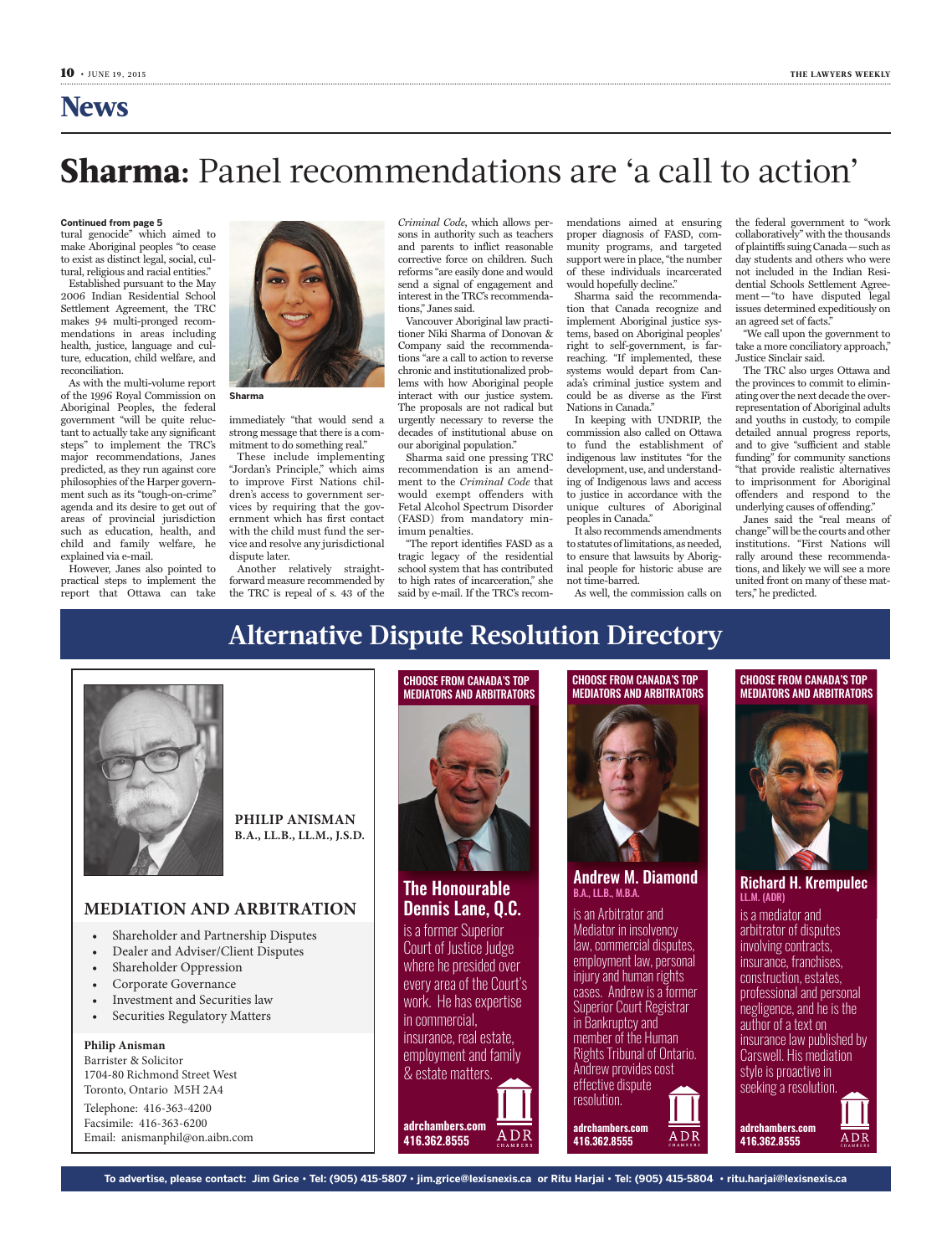## News

# Sharma: Panel recommendations are 'a call to action'

**Continued from page 5**

tural genocide" which aimed to make Aboriginal peoples "to cease to exist as distinct legal, social, cultural, religious and racial entities."

Established pursuant to the May 2006 Indian Residential School Settlement Agreement, the TRC makes 94 multi-pronged recommendations in areas including health, justice, language and culture, education, child welfare, and reconciliation.

As with the multi-volume report of the 1996 Royal Commission on Aboriginal Peoples, the federal government "will be quite reluctant to actually take any significant steps" to implement the TRC's major recommendations, Janes predicted, as they run against core philosophies of the Harper government such as its "tough-on-crime" agenda and its desire to get out of areas of provincial jurisdiction such as education, health, and child and family welfare, he explained via e-mail.

However, Janes also pointed to practical steps to implement the report that Ottawa can take immediately "that would send a strong message that there is a commitment to do something real."

Sharma

These include implementing "Jordan's Principle," which aims to improve First Nations children's access to government services by requiring that the government which has first contact with the child must fund the service and resolve any jurisdictional dispute later.

Another relatively straightforward measure recommended by the TRC is repeal of s. 43 of the *Criminal Code*, which allows persons in authority such as teachers and parents to inflict reasonable corrective force on children. Such reforms "are easily done and would send a signal of engagement and interest in the TRC's recommendations," Janes said.

Vancouver Aboriginal law practitioner Niki Sharma of Donovan & Company said the recommendations "are a call to action to reverse chronic and institutionalized problems with how Aboriginal people interact with our justice system. The proposals are not radical but urgently necessary to reverse the decades of institutional abuse on our aboriginal population."

Sharma said one pressing TRC recommendation is an amendment to the *Criminal Code* that would exempt offenders with Fetal Alcohol Spectrum Disorder (FASD) from mandatory minimum penalties.

"The report identifies FASD as a tragic legacy of the residential school system that has contributed to high rates of incarceration," she said by e-mail. If the TRC's recommendations aimed at ensuring proper diagnosis of FASD, community programs, and targeted support were in place, "the number of these individuals incarcerated would hopefully decline."

Sharma said the recommendation that Canada recognize and implement Aboriginal justice systems, based on Aboriginal peoples' right to self-government, is far-reaching. "If implemented, these systems would depart from Canada's criminal justice system and could be as diverse as the First Nations in Canada."

In keeping with UNDRIP, the commission also called on Ottawa to fund the establishment of indigenous law institutes "for the development, use, and understanding of Indigenous laws and access to justice in accordance with the unique cultures of Aboriginal peoples in Canada."

It also recommends amendments to statutes of limitations, as needed, to ensure that lawsuits by Aboriginal people for historic abuse are not time-barred.

As well, the commission calls on the federal government to "work collaboratively" with the thousands of plaintiffs suing Canada — such as day students and others who were not included in the Indian Residential Schools Settlement Agreement — "to have disputed legal issues determined expeditiously on an agreed set of facts."

"We call upon the government to take a more conciliatory approach," Justice Sinclair said.

The TRC also urges Ottawa and the provinces to commit to eliminating over the next decade the overrepresentation of Aboriginal adults and youths in custody, to compile detailed annual progress reports, and to give "sufficient and stable funding" for community sanctions "that provide realistic alternatives to imprisonment for Aboriginal offenders and respond to the underlying causes of offending."

Janes said the "real means of change" will be the courts and other institutions. "First Nations will rally around these recommendations, and likely we will see a more united front on many of these matters," he predicted.

## Alternative Dispute Resolution Directory

**PHILIP ANISMAN**
**B.A., LL.B., LL.M., J.S.D.**

### MEDIATION AND ARBITRATION

- Shareholder and Partnership Disputes
- Dealer and Adviser/Client Disputes
- Shareholder Oppression
- Corporate Governance
- Investment and Securities law
- Securities Regulatory Matters

**Philip Anisman**
Barrister & Solicitor
1704-80 Richmond Street West
Toronto, Ontario M5H 2A4
Telephone: 416-363-4200
Facsimile: 416-363-6200
Email: anismanphil@on.aibn.com

---

**CHOOSE FROM CANADA'S TOP MEDIATORS AND ARBITRATORS**

**The Honourable Dennis Lane, Q.C.**
is a former Superior Court of Justice Judge where he presided over every area of the Court's work. He has expertise in commercial, insurance, real estate, employment and family & estate matters.

**adrchambers.com**
**416.362.8555**
ADR CHAMBERS

---

**CHOOSE FROM CANADA'S TOP MEDIATORS AND ARBITRATORS**

**Andrew M. Diamond**
**B.A., LL.B., M.B.A.**
is an Arbitrator and Mediator in insolvency law, commercial disputes, employment law, personal injury and human rights cases. Andrew is a former Superior Court Registrar in Bankruptcy and member of the Human Rights Tribunal of Ontario. Andrew provides cost effective dispute resolution.

**adrchambers.com**
**416.362.8555**
ADR CHAMBERS

---

**CHOOSE FROM CANADA'S TOP MEDIATORS AND ARBITRATORS**

**Richard H. Krempulec**
**LL.M. (ADR)**
is a mediator and arbitrator of disputes involving contracts, insurance, franchises, construction, estates, professional and personal negligence, and he is the author of a text on insurance law published by Carswell. His mediation style is proactive in seeking a resolution.

**adrchambers.com**
**416.362.8555**
ADR CHAMBERS

---

**To advertise, please contact: Jim Grice • Tel: (905) 415-5807 • jim.grice@lexisnexis.ca or Ritu Harjai • Tel: (905) 415-5804 • ritu.harjai@lexisnexis.ca**